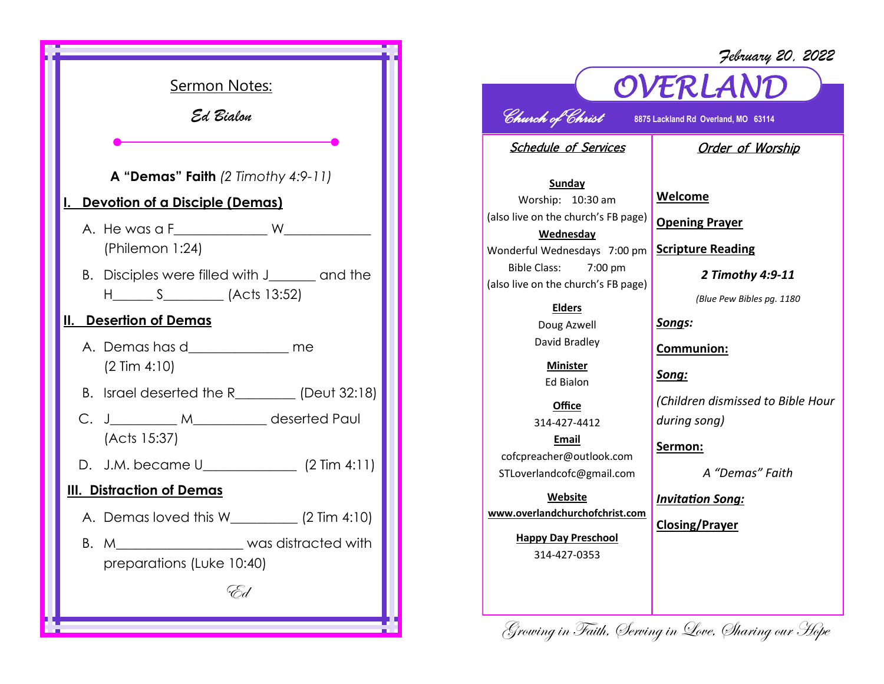## Sermon Notes:

*Ed Bialon*

**A "Demas" Faith** *(2 Timothy 4:9-11)*

### I. Devotion of a Disciple (Demas)

A. He was a F_____________ W____________ (Philemon 1:24)

B. Disciples were filled with J_______ and the H______ S_________ (Acts 13:52)

### II. Desertion of Demas

A. Demas has d______________ me (2 Tim 4:10)

B. Israel deserted the R_________ (Deut 32:18)

C. J__________ M___________ deserted Paul (Acts 15:37)

D. J.M. became U_____________ (2 Tim 4:11)

### III. Distraction of Demas

A. Demas loved this W__________ (2 Tim 4:10)

B. M___________________ was distracted with preparations (Luke 10:40)

*Ed*

February 20, 2022

# OVERLAND

*Church of Christ* **8875 Lackland Rd Overland, MO 63114**

## Schedule of Services

**Sunday**
Worship: 10:30 am
(also live on the church's FB page)

**Wednesday**
Wonderful Wednesdays 7:00 pm
Bible Class: 7:00 pm
(also live on the church's FB page)

**Elders**
Doug Azwell
David Bradley

**Minister**
Ed Bialon

**Office**
314-427-4412

**Email**
cofcpreacher@outlook.com
STLoverlandcofc@gmail.com

**Website**
**www.overlandchurchofchrist.com**

**Happy Day Preschool**
314-427-0353

## Order of Worship

**Welcome**

**Opening Prayer**

**Scripture Reading**

***2 Timothy 4:9-11***

*(Blue Pew Bibles pg. 1180)*

***Songs:***

**Communion:**

***Song:***

*(Children dismissed to Bible Hour during song)*

**Sermon:**

*A "Demas" Faith*

***Invitation Song:***

**Closing/Prayer**

*Growing in Faith, Serving in Love, Sharing our Hope*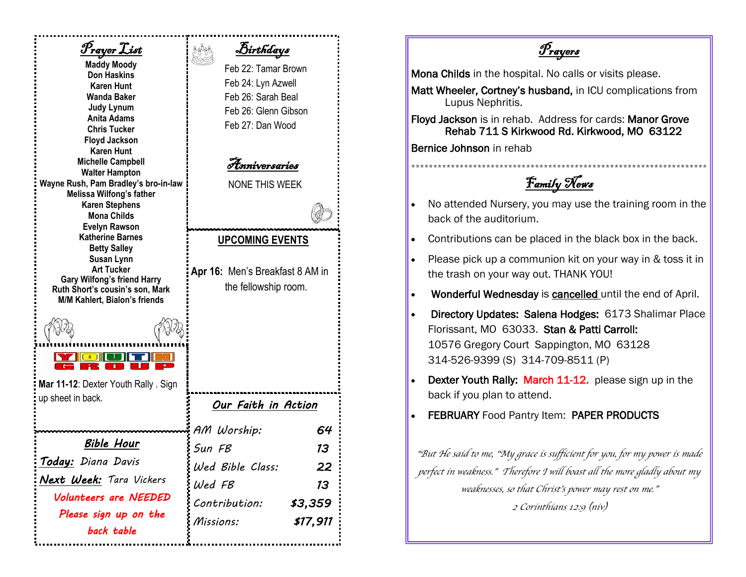## Prayer List

Maddy Moody
Don Haskins
Karen Hunt
Wanda Baker
Judy Lynum
Anita Adams
Chris Tucker
Floyd Jackson
Karen Hunt
Michelle Campbell
Walter Hampton
Wayne Rush, Pam Bradley's bro-in-law
Melissa Wilfong's father
Karen Stephens
Mona Childs
Evelyn Rawson
Katherine Barnes
Betty Salley
Susan Lynn
Art Tucker
Gary Wilfong's friend Harry
Ruth Short's cousin's son, Mark
M/M Kahlert, Bialon's friends

## YOUTH GROUP

**Mar 11-12**: Dexter Youth Rally . Sign up sheet in back.

## Bible Hour

**Today:** Diana Davis

**Next Week:** Tara Vickers

Volunteers are NEEDED
Please sign up on the back table

## Birthdays

Feb 22: Tamar Brown
Feb 24: Lyn Azwell
Feb 26: Sarah Beal
Feb 26: Glenn Gibson
Feb 27: Dan Wood

## Anniversaries

NONE THIS WEEK

## UPCOMING EVENTS

**Apr 16:** Men's Breakfast 8 AM in the fellowship room.

## Our Faith in Action

| | |
|---|---|
| AM Worship: | 64 |
| Sun FB | 13 |
| Wed Bible Class: | 22 |
| Wed FB | 13 |
| Contribution: | $3,359 |
| Missions: | $17,911 |

## Prayers

Mona Childs in the hospital. No calls or visits please.

Matt Wheeler, Cortney's husband, in ICU complications from Lupus Nephritis.

Floyd Jackson is in rehab. Address for cards: Manor Grove Rehab 711 S Kirkwood Rd. Kirkwood, MO 63122

Bernice Johnson in rehab

*********************************************************************

## Family News

- No attended Nursery, you may use the training room in the back of the auditorium.
- Contributions can be placed in the black box in the back.
- Please pick up a communion kit on your way in & toss it in the trash on your way out. THANK YOU!
- Wonderful Wednesday is cancelled until the end of April.
- Directory Updates: Salena Hodges: 6173 Shalimar Place Florissant, MO 63033. Stan & Patti Carroll: 10576 Gregory Court Sappington, MO 63128 314-526-9399 (S) 314-709-8511 (P)
- Dexter Youth Rally: March 11-12. please sign up in the back if you plan to attend.
- FEBRUARY Food Pantry Item: PAPER PRODUCTS

*"But He said to me, "My grace is sufficient for you, for my power is made perfect in weakness." Therefore I will boast all the more gladly about my weaknesses, so that Christ's power may rest on me."*
*2 Corinthians 12:9 (niv)*